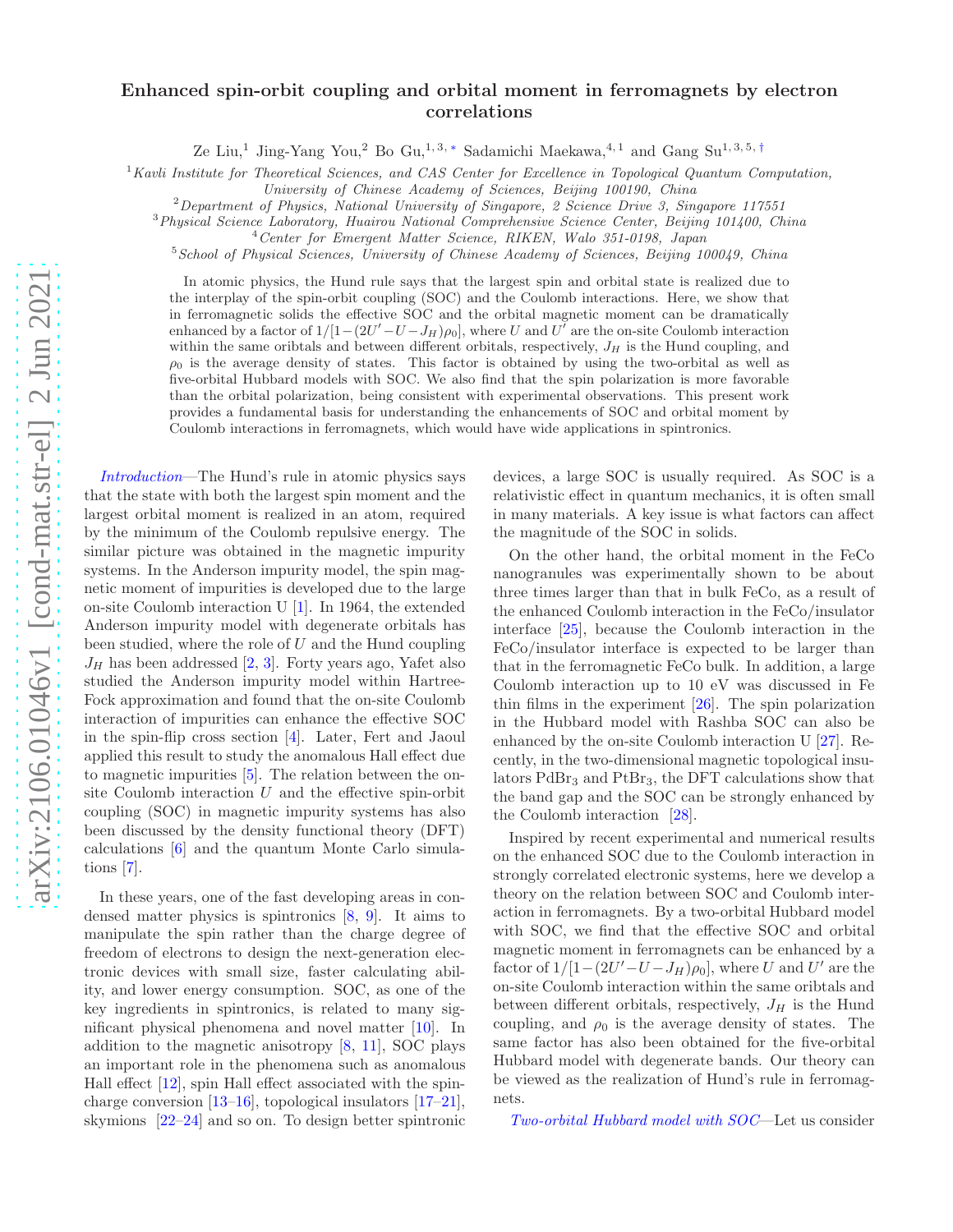# Enhanced spin-orbit coupling and orbital moment in ferromagnets by electron correlations

Ze Liu,[1] Jing-Yang You,[2] Bo Gu,[1,3,*] Sadamichi Maekawa,[4,1] and Gang Su[1,3,5,†]

[1] *Kavli Institute for Theoretical Sciences, and CAS Center for Excellence in Topological Quantum Computation, University of Chinese Academy of Sciences, Beijing 100190, China*
[2] *Department of Physics, National University of Singapore, 2 Science Drive 3, Singapore 117551*
[3] *Physical Science Laboratory, Huairou National Comprehensive Science Center, Beijing 101400, China*
[4] *Center for Emergent Matter Science, RIKEN, Walo 351-0198, Japan*
[5] *School of Physical Sciences, University of Chinese Academy of Sciences, Beijing 100049, China*

In atomic physics, the Hund rule says that the largest spin and orbital state is realized due to the interplay of the spin-orbit coupling (SOC) and the Coulomb interactions. Here, we show that in ferromagnetic solids the effective SOC and the orbital magnetic moment can be dramatically enhanced by a factor of $1/[1-(2U'-U-J_H)\rho_0]$, where $U$ and $U'$ are the on-site Coulomb interaction within the same oribtals and between different orbitals, respectively, $J_H$ is the Hund coupling, and $\rho_0$ is the average density of states. This factor is obtained by using the two-orbital as well as five-orbital Hubbard models with SOC. We also find that the spin polarization is more favorable than the orbital polarization, being consistent with experimental observations. This present work provides a fundamental basis for understanding the enhancements of SOC and orbital moment by Coulomb interactions in ferromagnets, which would have wide applications in spintronics.

*Introduction*—The Hund's rule in atomic physics says that the state with both the largest spin moment and the largest orbital moment is realized in an atom, required by the minimum of the Coulomb repulsive energy. The similar picture was obtained in the magnetic impurity systems. In the Anderson impurity model, the spin magnetic moment of impurities is developed due to the large on-site Coulomb interaction U [1]. In 1964, the extended Anderson impurity model with degenerate orbitals has been studied, where the role of $U$ and the Hund coupling $J_H$ has been addressed [2, 3]. Forty years ago, Yafet also studied the Anderson impurity model within Hartree-Fock approximation and found that the on-site Coulomb interaction of impurities can enhance the effective SOC in the spin-flip cross section [4]. Later, Fert and Jaoul applied this result to study the anomalous Hall effect due to magnetic impurities [5]. The relation between the on-site Coulomb interaction $U$ and the effective spin-orbit coupling (SOC) in magnetic impurity systems has also been discussed by the density functional theory (DFT) calculations [6] and the quantum Monte Carlo simulations [7].

In these years, one of the fast developing areas in condensed matter physics is spintronics [8, 9]. It aims to manipulate the spin rather than the charge degree of freedom of electrons to design the next-generation electronic devices with small size, faster calculating ability, and lower energy consumption. SOC, as one of the key ingredients in spintronics, is related to many significant physical phenomena and novel matter [10]. In addition to the magnetic anisotropy [8, 11], SOC plays an important role in the phenomena such as anomalous Hall effect [12], spin Hall effect associated with the spin-charge conversion [13–16], topological insulators [17–21], skymions [22–24] and so on. To design better spintronic devices, a large SOC is usually required. As SOC is a relativistic effect in quantum mechanics, it is often small in many materials. A key issue is what factors can affect the magnitude of the SOC in solids.

On the other hand, the orbital moment in the FeCo nanogranules was experimentally shown to be about three times larger than that in bulk FeCo, as a result of the enhanced Coulomb interaction in the FeCo/insulator interface [25], because the Coulomb interaction in the FeCo/insulator interface is expected to be larger than that in the ferromagnetic FeCo bulk. In addition, a large Coulomb interaction up to 10 eV was discussed in Fe thin films in the experiment [26]. The spin polarization in the Hubbard model with Rashba SOC can also be enhanced by the on-site Coulomb interaction U [27]. Recently, in the two-dimensional magnetic topological insulators $PdBr_3$ and $PtBr_3$, the DFT calculations show that the band gap and the SOC can be strongly enhanced by the Coulomb interaction [28].

Inspired by recent experimental and numerical results on the enhanced SOC due to the Coulomb interaction in strongly correlated electronic systems, here we develop a theory on the relation between SOC and Coulomb interaction in ferromagnets. By a two-orbital Hubbard model with SOC, we find that the effective SOC and orbital magnetic moment in ferromagnets can be enhanced by a factor of $1/[1-(2U'-U-J_H)\rho_0]$, where $U$ and $U'$ are the on-site Coulomb interaction within the same oribtals and between different orbitals, respectively, $J_H$ is the Hund coupling, and $\rho_0$ is the average density of states. The same factor has also been obtained for the five-orbital Hubbard model with degenerate bands. Our theory can be viewed as the realization of Hund's rule in ferromagnets.

*Two-orbital Hubbard model with SOC*—Let us consider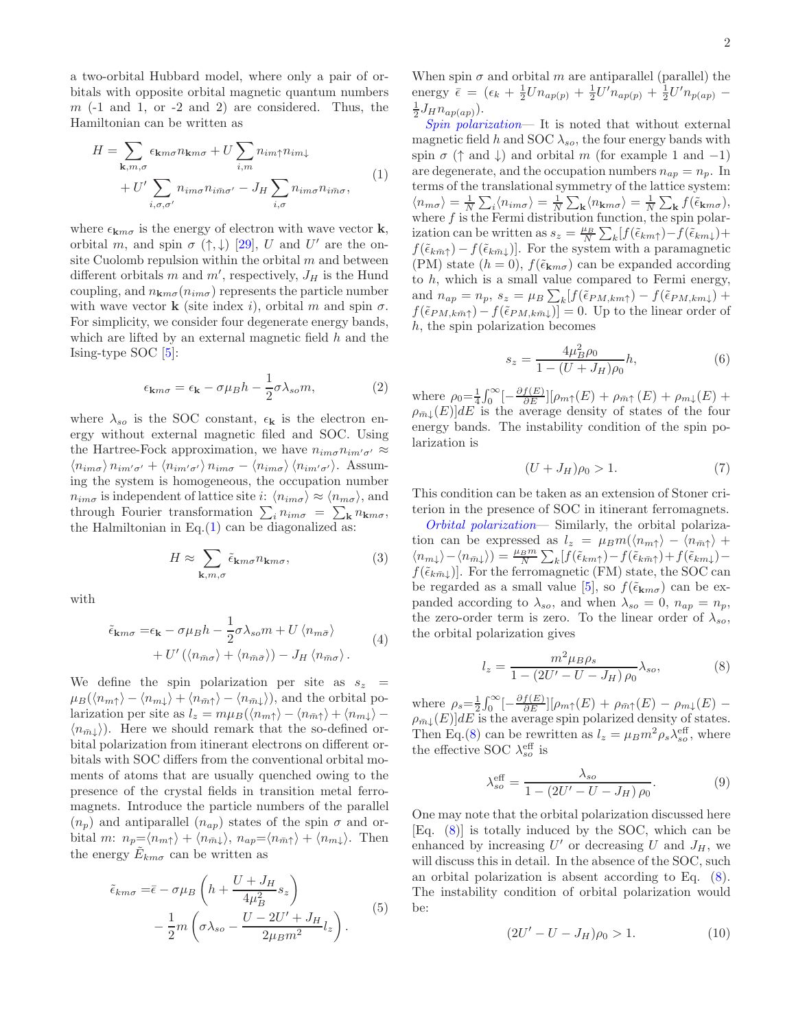a two-orbital Hubbard model, where only a pair of orbitals with opposite orbital magnetic quantum numbers $m$ (-1 and 1, or -2 and 2) are considered. Thus, the Hamiltonian can be written as

$$
\begin{aligned}
H = & \sum_{\mathbf{k},m,\sigma} \epsilon_{\mathbf{k}m\sigma} n_{\mathbf{k}m\sigma} + U \sum_{i,m} n_{im\uparrow} n_{im\downarrow} \\
& + U' \sum_{i,\sigma,\sigma'} n_{im\sigma} n_{i\bar{m}\sigma'} - J_H \sum_{i,\sigma} n_{im\sigma} n_{i\bar{m}\sigma},
\end{aligned} \tag{1}
$$

where $\epsilon_{\mathbf{k}m\sigma}$ is the energy of electron with wave vector $\mathbf{k}$, orbital $m$, and spin $\sigma$ ($\uparrow, \downarrow$) [29], $U$ and $U'$ are the onsite Cuolomb repulsion within the orbital $m$ and between different orbitals $m$ and $m'$, respectively, $J_H$ is the Hund coupling, and $n_{\mathbf{k}m\sigma}(n_{im\sigma})$ represents the particle number with wave vector $\mathbf{k}$ (site index $i$), orbital $m$ and spin $\sigma$. For simplicity, we consider four degenerate energy bands, which are lifted by an external magnetic field $h$ and the Ising-type SOC [5]:

$$
\epsilon_{\mathbf{k}m\sigma} = \epsilon_{\mathbf{k}} - \sigma \mu_B h - \frac{1}{2}\sigma \lambda_{so} m, \tag{2}
$$

where $\lambda_{so}$ is the SOC constant, $\epsilon_{\mathbf{k}}$ is the electron energy without external magnetic filed and SOC. Using the Hartree-Fock approximation, we have $n_{im\sigma} n_{im'\sigma'} \approx \langle n_{im\sigma} \rangle n_{im'\sigma'} + \langle n_{im'\sigma'} \rangle n_{im\sigma} - \langle n_{im\sigma} \rangle \langle n_{im'\sigma'} \rangle$. Assuming the system is homogeneous, the occupation number $n_{im\sigma}$ is independent of lattice site $i$: $\langle n_{im\sigma} \rangle \approx \langle n_{m\sigma} \rangle$, and through Fourier transformation $\sum_i n_{im\sigma} = \sum_{\mathbf{k}} n_{\mathbf{k}m\sigma}$, the Halmiltonian in Eq.(1) can be diagonalized as:

$$
H \approx \sum_{\mathbf{k},m,\sigma} \tilde{\epsilon}_{\mathbf{k}m\sigma} n_{\mathbf{k}m\sigma}, \tag{3}
$$

with

$$
\begin{aligned}
\tilde{\epsilon}_{\mathbf{k}m\sigma} = & \epsilon_{\mathbf{k}} - \sigma \mu_B h - \frac{1}{2}\sigma \lambda_{so} m + U \langle n_{m\bar{\sigma}} \rangle \\
& + U' \left( \langle n_{\bar{m}\sigma} \rangle + \langle n_{\bar{m}\bar{\sigma}} \rangle \right) - J_H \langle n_{\bar{m}\sigma} \rangle .
\end{aligned} \tag{4}
$$

We define the spin polarization per site as $s_z = \mu_B(\langle n_{m\uparrow} \rangle - \langle n_{m\downarrow} \rangle + \langle n_{\bar{m}\uparrow} \rangle - \langle n_{\bar{m}\downarrow} \rangle)$, and the orbital polarization per site as $l_z = m\mu_B(\langle n_{m\uparrow} \rangle - \langle n_{\bar{m}\uparrow} \rangle + \langle n_{m\downarrow} \rangle - \langle n_{\bar{m}\downarrow} \rangle)$. Here we should remark that the so-defined orbital polarization from itinerant electrons on different orbitals with SOC differs from the conventional orbital moments of atoms that are usually quenched owing to the presence of the crystal fields in transition metal ferromagnets. Introduce the particle numbers of the parallel ($n_p$) and antiparallel ($n_{ap}$) states of the spin $\sigma$ and orbital $m$: $n_p = \langle n_{m\uparrow} \rangle + \langle n_{\bar{m}\downarrow} \rangle$, $n_{ap} = \langle n_{\bar{m}\uparrow} \rangle + \langle n_{m\downarrow} \rangle$. Then the energy $\tilde{E}_{km\sigma}$ can be written as

$$
\begin{aligned}
\tilde{\epsilon}_{km\sigma} = & \bar{\epsilon} - \sigma \mu_B \left( h + \frac{U + J_H}{4\mu_B^2} s_z \right) \\
& - \frac{1}{2} m \left( \sigma \lambda_{so} - \frac{U - 2U' + J_H}{2\mu_B m^2} l_z \right).
\end{aligned} \tag{5}
$$

When spin $\sigma$ and orbital $m$ are antiparallel (parallel) the energy $\bar{\epsilon} = (\epsilon_k + \frac{1}{2}U n_{ap(p)} + \frac{1}{2}U' n_{ap(p)} + \frac{1}{2}U' n_{p(ap)} - \frac{1}{2}J_H n_{ap(ap)})$.

*Spin polarization*— It is noted that without external magnetic field $h$ and SOC $\lambda_{so}$, the four energy bands with spin $\sigma$ ($\uparrow$ and $\downarrow$) and orbital $m$ (for example 1 and $-1$) are degenerate, and the occupation numbers $n_{ap} = n_p$. In terms of the translational symmetry of the lattice system: $\langle n_{m\sigma} \rangle = \frac{1}{N}\sum_i \langle n_{im\sigma} \rangle = \frac{1}{N}\sum_{\mathbf{k}} \langle n_{\mathbf{k}m\sigma} \rangle = \frac{1}{N}\sum_{\mathbf{k}} f(\tilde{\epsilon}_{\mathbf{k}m\sigma})$, where $f$ is the Fermi distribution function, the spin polarization can be written as $s_z = \frac{\mu_B}{N}\sum_k [f(\tilde{\epsilon}_{km\uparrow}) - f(\tilde{\epsilon}_{km\downarrow}) + f(\tilde{\epsilon}_{k\bar{m}\uparrow}) - f(\tilde{\epsilon}_{k\bar{m}\downarrow})]$. For the system with a paramagnetic (PM) state ($h = 0$), $f(\tilde{\epsilon}_{\mathbf{k}m\sigma})$ can be expanded according to $h$, which is a small value compared to Fermi energy, and $n_{ap} = n_p$, $s_z = \mu_B \sum_k [f(\tilde{\epsilon}_{PM,km\uparrow}) - f(\tilde{\epsilon}_{PM,km\downarrow}) + f(\tilde{\epsilon}_{PM,k\bar{m}\uparrow}) - f(\tilde{\epsilon}_{PM,k\bar{m}\downarrow})] = 0$. Up to the linear order of $h$, the spin polarization becomes

$$
s_z = \frac{4\mu_B^2 \rho_0}{1 - (U + J_H)\rho_0} h, \tag{6}
$$

where $\rho_0 = \frac{1}{4}\int_0^\infty [-\frac{\partial f(E)}{\partial E}][\rho_{m\uparrow}(E) + \rho_{\bar{m}\uparrow}(E) + \rho_{m\downarrow}(E) + \rho_{\bar{m}\downarrow}(E)]dE$ is the average density of states of the four energy bands. The instability condition of the spin polarization is

$$
(U + J_H)\rho_0 > 1. \tag{7}
$$

This condition can be taken as an extension of Stoner criterion in the presence of SOC in itinerant ferromagnets.

*Orbital polarization*— Similarly, the orbital polarization can be expressed as $l_z = \mu_B m(\langle n_{m\uparrow} \rangle - \langle n_{\bar{m}\uparrow} \rangle + \langle n_{m\downarrow} \rangle - \langle n_{\bar{m}\downarrow} \rangle) = \frac{\mu_B m}{N}\sum_k [f(\tilde{\epsilon}_{km\uparrow}) - f(\tilde{\epsilon}_{k\bar{m}\uparrow}) + f(\tilde{\epsilon}_{km\downarrow}) - f(\tilde{\epsilon}_{k\bar{m}\downarrow})]$. For the ferromagnetic (FM) state, the SOC can be regarded as a small value [5], so $f(\tilde{\epsilon}_{\mathbf{k}m\sigma})$ can be expanded according to $\lambda_{so}$, and when $\lambda_{so} = 0$, $n_{ap} = n_p$, the zero-order term is zero. To the linear order of $\lambda_{so}$, the orbital polarization gives

$$
l_z = \frac{m^2 \mu_B \rho_s}{1 - (2U' - U - J_H)\rho_0} \lambda_{so}, \tag{8}
$$

where $\rho_s = \frac{1}{2}\int_0^\infty [-\frac{\partial f(E)}{\partial E}][\rho_{m\uparrow}(E) + \rho_{\bar{m}\uparrow}(E) - \rho_{m\downarrow}(E) - \rho_{\bar{m}\downarrow}(E)]dE$ is the average spin polarized density of states. Then Eq.(8) can be rewritten as $l_z = \mu_B m^2 \rho_s \lambda_{so}^{\rm eff}$, where the effective SOC $\lambda_{so}^{\rm eff}$ is

$$
\lambda_{so}^{\rm eff} = \frac{\lambda_{so}}{1 - (2U' - U - J_H)\rho_0}. \tag{9}
$$

One may note that the orbital polarization discussed here [Eq. (8)] is totally induced by the SOC, which can be enhanced by increasing $U'$ or decreasing $U$ and $J_H$, we will discuss this in detail. In the absence of the SOC, such an orbital polarization is absent according to Eq. (8). The instability condition of orbital polarization would be:

$$
(2U' - U - J_H)\rho_0 > 1. \tag{10}
$$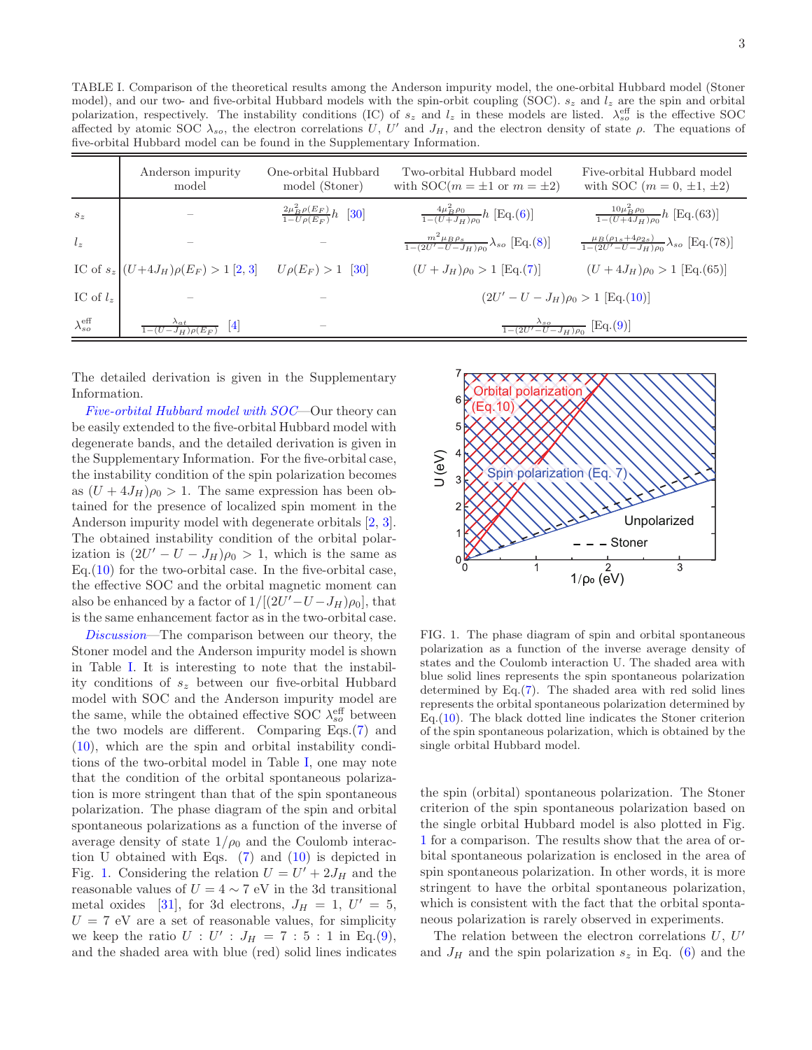TABLE I. Comparison of the theoretical results among the Anderson impurity model, the one-orbital Hubbard model (Stoner model), and our two- and five-orbital Hubbard models with the spin-orbit coupling (SOC). $s_z$ and $l_z$ are the spin and orbital polarization, respectively. The instability conditions (IC) of $s_z$ and $l_z$ in these models are listed. $\lambda_{so}^{\text{eff}}$ is the effective SOC affected by atomic SOC $\lambda_{so}$, the electron correlations $U$, $U'$ and $J_H$, and the electron density of state $\rho$. The equations of five-orbital Hubbard model can be found in the Supplementary Information.

| | Anderson impurity model | One-orbital Hubbard model (Stoner) | Two-orbital Hubbard model with SOC($m = \pm 1$ or $m = \pm 2$) | Five-orbital Hubbard model with SOC ($m = 0, \pm 1, \pm 2$) |
|---|---|---|---|---|
| $s_z$ | – | $\frac{2\mu_B^2 \rho(E_F)}{1-U\rho(E_F)}h$ [30] | $\frac{4\mu_B^2 \rho_0}{1-(U+J_H)\rho_0}h$ [Eq.(6)] | $\frac{10\mu_B^2 \rho_0}{1-(U+4J_H)\rho_0}h$ [Eq.(63)] |
| $l_z$ | – | – | $\frac{m^2 \mu_B \rho_s}{1-(2U'-U-J_H)\rho_0}\lambda_{so}$ [Eq.(8)] | $\frac{\mu_B(\rho_{1s}+4\rho_{2s})}{1-(2U'-U-J_H)\rho_0}\lambda_{so}$ [Eq.(78)] |
| IC of $s_z$ | $(U+4J_H)\rho(E_F) > 1$ [2, 3] | $U\rho(E_F) > 1$ [30] | $(U+J_H)\rho_0 > 1$ [Eq.(7)] | $(U+4J_H)\rho_0 > 1$ [Eq.(65)] |
| IC of $l_z$ | – | – | $(2U' - U - J_H)\rho_0 > 1$ [Eq.(10)] | |
| $\lambda_{so}^{\text{eff}}$ | $\frac{\lambda_{at}}{1-(U-J_H)\rho(E_F)}$ [4] | – | $\frac{\lambda_{so}}{1-(2U'-U-J_H)\rho_0}$ [Eq.(9)] | |

The detailed derivation is given in the Supplementary Information.

*Five-orbital Hubbard model with SOC*—Our theory can be easily extended to the five-orbital Hubbard model with degenerate bands, and the detailed derivation is given in the Supplementary Information. For the five-orbital case, the instability condition of the spin polarization becomes as $(U + 4J_H)\rho_0 > 1$. The same expression has been obtained for the presence of localized spin moment in the Anderson impurity model with degenerate orbitals [2, 3]. The obtained instability condition of the orbital polarization is $(2U' - U - J_H)\rho_0 > 1$, which is the same as Eq.(10) for the two-orbital case. In the five-orbital case, the effective SOC and the orbital magnetic moment can also be enhanced by a factor of $1/[(2U'-U-J_H)\rho_0]$, that is the same enhancement factor as in the two-orbital case.

*Discussion*—The comparison between our theory, the Stoner model and the Anderson impurity model is shown in Table I. It is interesting to note that the instability conditions of $s_z$ between our five-orbital Hubbard model with SOC and the Anderson impurity model are the same, while the obtained effective SOC $\lambda_{so}^{\text{eff}}$ between the two models are different. Comparing Eqs.(7) and (10), which are the spin and orbital instability conditions of the two-orbital model in Table I, one may note that the condition of the orbital spontaneous polarization is more stringent than that of the spin spontaneous polarization. The phase diagram of the spin and orbital spontaneous polarizations as a function of the inverse of average density of state $1/\rho_0$ and the Coulomb interaction U obtained with Eqs. (7) and (10) is depicted in Fig. 1. Considering the relation $U = U' + 2J_H$ and the reasonable values of $U = 4 \sim 7$ eV in the 3d transitional metal oxides [31], for 3d electrons, $J_H = 1$, $U' = 5$, $U = 7$ eV are a set of reasonable values, for simplicity we keep the ratio $U : U' : J_H = 7 : 5 : 1$ in Eq.(9), and the shaded area with blue (red) solid lines indicates the spin (orbital) spontaneous polarization. The Stoner criterion of the spin spontaneous polarization based on the single orbital Hubbard model is also plotted in Fig. 1 for a comparison. The results show that the area of orbital spontaneous polarization is enclosed in the area of spin spontaneous polarization. In other words, it is more stringent to have the orbital spontaneous polarization, which is consistent with the fact that the orbital spontaneous polarization is rarely observed in experiments.

FIG. 1. The phase diagram of spin and orbital spontaneous polarization as a function of the inverse average density of states and the Coulomb interaction U. The shaded area with blue solid lines represents the spin spontaneous polarization determined by Eq.(7). The shaded area with red solid lines represents the orbital spontaneous polarization determined by Eq.(10). The black dotted line indicates the Stoner criterion of the spin spontaneous polarization, which is obtained by the single orbital Hubbard model.

The relation between the electron correlations $U$, $U'$ and $J_H$ and the spin polarization $s_z$ in Eq. (6) and the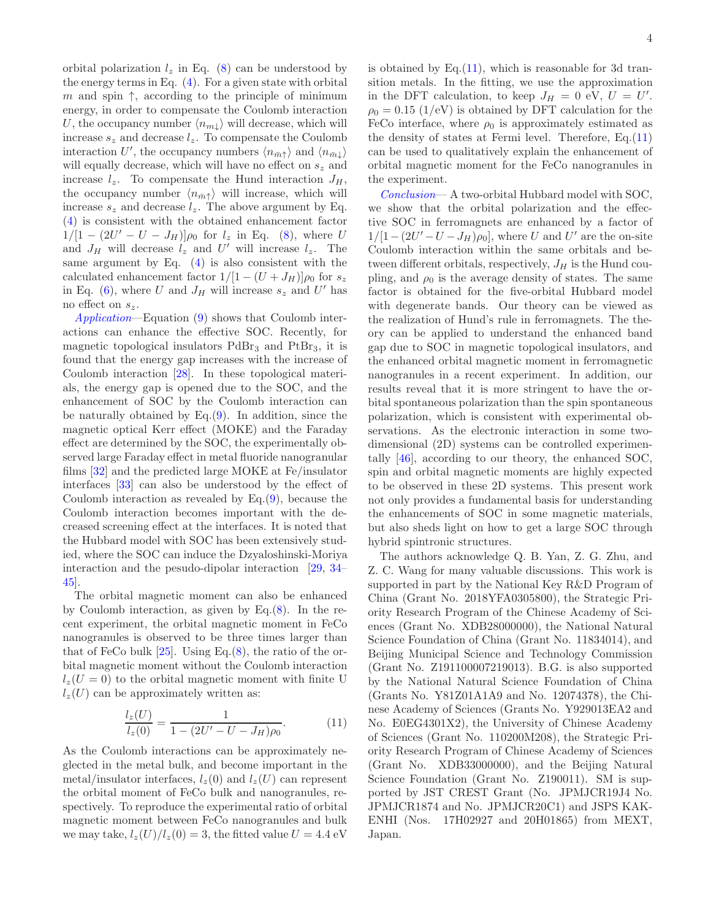orbital polarization $l_z$ in Eq. (8) can be understood by the energy terms in Eq. (4). For a given state with orbital $m$ and spin $\uparrow$, according to the principle of minimum energy, in order to compensate the Coulomb interaction $U$, the occupancy number $\langle n_{m\downarrow}\rangle$ will decrease, which will increase $s_z$ and decrease $l_z$. To compensate the Coulomb interaction $U'$, the occupancy numbers $\langle n_{\bar{m}\uparrow}\rangle$ and $\langle n_{\bar{m}\downarrow}\rangle$ will equally decrease, which will have no effect on $s_z$ and increase $l_z$. To compensate the Hund interaction $J_H$, the occupancy number $\langle n_{\bar{m}\uparrow}\rangle$ will increase, which will increase $s_z$ and decrease $l_z$. The above argument by Eq. (4) is consistent with the obtained enhancement factor $1/[1-(2U'-U-J_H)]\rho_0$ for $l_z$ in Eq. (8), where $U$ and $J_H$ will decrease $l_z$ and $U'$ will increase $l_z$. The same argument by Eq. (4) is also consistent with the calculated enhancement factor $1/[1-(U+J_H)]\rho_0$ for $s_z$ in Eq. (6), where $U$ and $J_H$ will increase $s_z$ and $U'$ has no effect on $s_z$.

*Application*—Equation (9) shows that Coulomb interactions can enhance the effective SOC. Recently, for magnetic topological insulators $PdBr_3$ and $PtBr_3$, it is found that the energy gap increases with the increase of Coulomb interaction [28]. In these topological materials, the energy gap is opened due to the SOC, and the enhancement of SOC by the Coulomb interaction can be naturally obtained by Eq.(9). In addition, since the magnetic optical Kerr effect (MOKE) and the Faraday effect are determined by the SOC, the experimentally observed large Faraday effect in metal fluoride nanogranular films [32] and the predicted large MOKE at Fe/insulator interfaces [33] can also be understood by the effect of Coulomb interaction as revealed by Eq.(9), because the Coulomb interaction becomes important with the decreased screening effect at the interfaces. It is noted that the Hubbard model with SOC has been extensively studied, where the SOC can induce the Dzyaloshinski-Moriya interaction and the pesudo-dipolar interaction [29, 34–45].

The orbital magnetic moment can also be enhanced by Coulomb interaction, as given by Eq.(8). In the recent experiment, the orbital magnetic moment in FeCo nanogranules is observed to be three times larger than that of FeCo bulk [25]. Using Eq.(8), the ratio of the orbital magnetic moment without the Coulomb interaction $l_z(U=0)$ to the orbital magnetic moment with finite U $l_z(U)$ can be approximately written as:

$$\frac{l_z(U)}{l_z(0)} = \frac{1}{1-(2U'-U-J_H)\rho_0}. \tag{11}$$

As the Coulomb interactions can be approximately neglected in the metal bulk, and become important in the metal/insulator interfaces, $l_z(0)$ and $l_z(U)$ can represent the orbital moment of FeCo bulk and nanogranules, respectively. To reproduce the experimental ratio of orbital magnetic moment between FeCo nanogranules and bulk we may take, $l_z(U)/l_z(0) = 3$, the fitted value $U = 4.4$ eV is obtained by Eq.(11), which is reasonable for 3d transition metals. In the fitting, we use the approximation in the DFT calculation, to keep $J_H = 0$ eV, $U = U'$. $\rho_0 = 0.15$ (1/eV) is obtained by DFT calculation for the FeCo interface, where $\rho_0$ is approximately estimated as the density of states at Fermi level. Therefore, Eq.(11) can be used to qualitatively explain the enhancement of orbital magnetic moment for the FeCo nanogranules in the experiment.

*Conclusion*— A two-orbital Hubbard model with SOC, we show that the orbital polarization and the effective SOC in ferromagnets are enhanced by a factor of $1/[1-(2U'-U-J_H)\rho_0]$, where $U$ and $U'$ are the on-site Coulomb interaction within the same orbitals and between different orbitals, respectively, $J_H$ is the Hund coupling, and $\rho_0$ is the average density of states. The same factor is obtained for the five-orbital Hubbard model with degenerate bands. Our theory can be viewed as the realization of Hund's rule in ferromagnets. The theory can be applied to understand the enhanced band gap due to SOC in magnetic topological insulators, and the enhanced orbital magnetic moment in ferromagnetic nanogranules in a recent experiment. In addition, our results reveal that it is more stringent to have the orbital spontaneous polarization than the spin spontaneous polarization, which is consistent with experimental observations. As the electronic interaction in some two-dimensional (2D) systems can be controlled experimentally [46], according to our theory, the enhanced SOC, spin and orbital magnetic moments are highly expected to be observed in these 2D systems. This present work not only provides a fundamental basis for understanding the enhancements of SOC in some magnetic materials, but also sheds light on how to get a large SOC through hybrid spintronic structures.

The authors acknowledge Q. B. Yan, Z. G. Zhu, and Z. C. Wang for many valuable discussions. This work is supported in part by the National Key R&D Program of China (Grant No. 2018YFA0305800), the Strategic Priority Research Program of the Chinese Academy of Sciences (Grant No. XDB28000000), the National Natural Science Foundation of China (Grant No. 11834014), and Beijing Municipal Science and Technology Commission (Grant No. Z191100007219013). B.G. is also supported by the National Natural Science Foundation of China (Grants No. Y81Z01A1A9 and No. 12074378), the Chinese Academy of Sciences (Grants No. Y929013EA2 and No. E0EG4301X2), the University of Chinese Academy of Sciences (Grant No. 110200M208), the Strategic Priority Research Program of Chinese Academy of Sciences (Grant No. XDB33000000), and the Beijing Natural Science Foundation (Grant No. Z190011). SM is supported by JST CREST Grant (No. JPMJCR19J4 No. JPMJCR1874 and No. JPMJCR20C1) and JSPS KAKENHI (Nos. 17H02927 and 20H01865) from MEXT, Japan.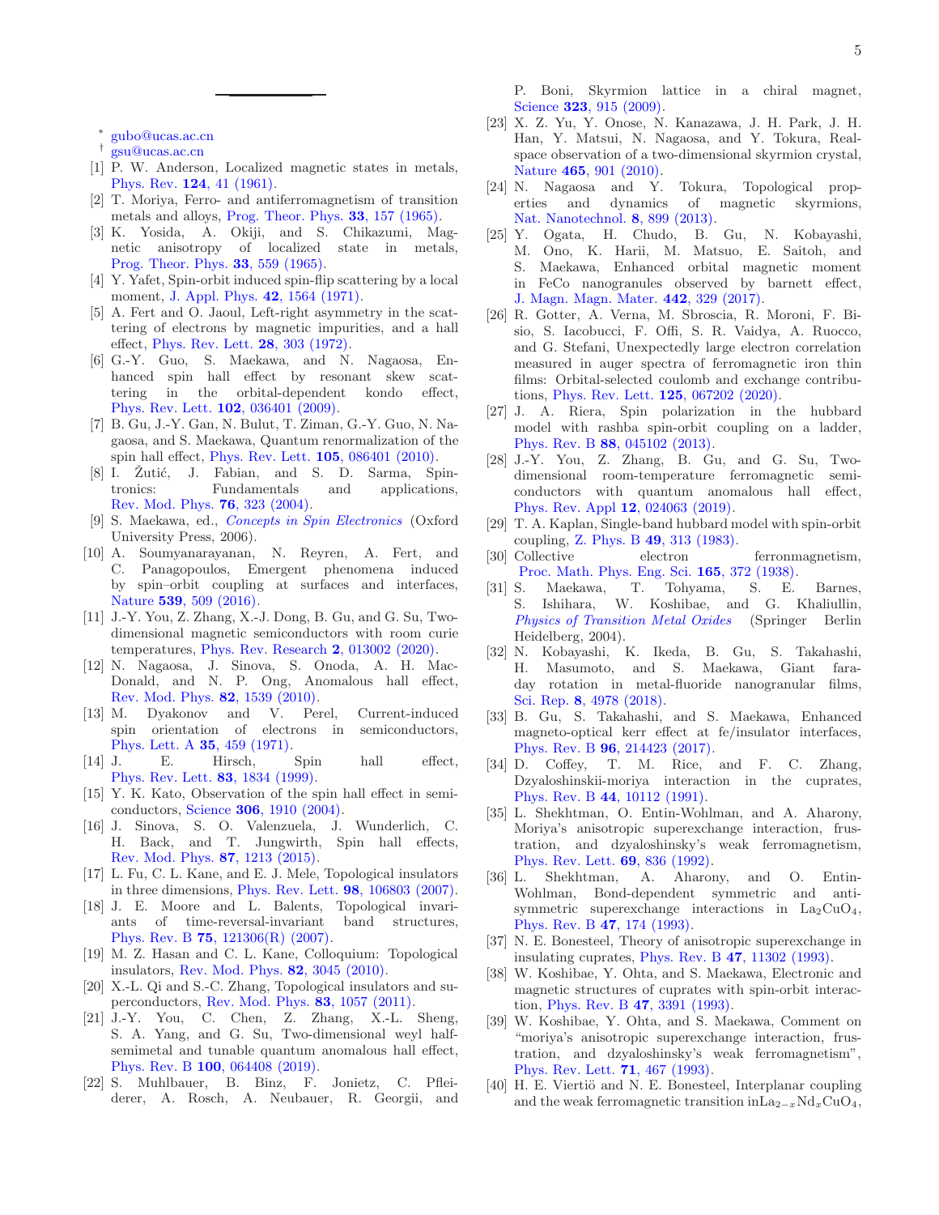* gubo@ucas.ac.cn

† gsu@ucas.ac.cn

[1] P. W. Anderson, Localized magnetic states in metals, Phys. Rev. **124**, 41 (1961).

[2] T. Moriya, Ferro- and antiferromagnetism of transition metals and alloys, Prog. Theor. Phys. **33**, 157 (1965).

[3] K. Yosida, A. Okiji, and S. Chikazumi, Magnetic anisotropy of localized state in metals, Prog. Theor. Phys. **33**, 559 (1965).

[4] Y. Yafet, Spin-orbit induced spin-flip scattering by a local moment, J. Appl. Phys. **42**, 1564 (1971).

[5] A. Fert and O. Jaoul, Left-right asymmetry in the scattering of electrons by magnetic impurities, and a hall effect, Phys. Rev. Lett. **28**, 303 (1972).

[6] G.-Y. Guo, S. Maekawa, and N. Nagaosa, Enhanced spin hall effect by resonant skew scattering in the orbital-dependent kondo effect, Phys. Rev. Lett. **102**, 036401 (2009).

[7] B. Gu, J.-Y. Gan, N. Bulut, T. Ziman, G.-Y. Guo, N. Nagaosa, and S. Maekawa, Quantum renormalization of the spin hall effect, Phys. Rev. Lett. **105**, 086401 (2010).

[8] I. Žutić, J. Fabian, and S. D. Sarma, Spintronics: Fundamentals and applications, Rev. Mod. Phys. **76**, 323 (2004).

[9] S. Maekawa, ed., *Concepts in Spin Electronics* (Oxford University Press, 2006).

[10] A. Soumyanarayanan, N. Reyren, A. Fert, and C. Panagopoulos, Emergent phenomena induced by spin–orbit coupling at surfaces and interfaces, Nature **539**, 509 (2016).

[11] J.-Y. You, Z. Zhang, X.-J. Dong, B. Gu, and G. Su, Two-dimensional magnetic semiconductors with room curie temperatures, Phys. Rev. Research **2**, 013002 (2020).

[12] N. Nagaosa, J. Sinova, S. Onoda, A. H. MacDonald, and N. P. Ong, Anomalous hall effect, Rev. Mod. Phys. **82**, 1539 (2010).

[13] M. Dyakonov and V. Perel, Current-induced spin orientation of electrons in semiconductors, Phys. Lett. A **35**, 459 (1971).

[14] J. E. Hirsch, Spin hall effect, Phys. Rev. Lett. **83**, 1834 (1999).

[15] Y. K. Kato, Observation of the spin hall effect in semiconductors, Science **306**, 1910 (2004).

[16] J. Sinova, S. O. Valenzuela, J. Wunderlich, C. H. Back, and T. Jungwirth, Spin hall effects, Rev. Mod. Phys. **87**, 1213 (2015).

[17] L. Fu, C. L. Kane, and E. J. Mele, Topological insulators in three dimensions, Phys. Rev. Lett. **98**, 106803 (2007).

[18] J. E. Moore and L. Balents, Topological invariants of time-reversal-invariant band structures, Phys. Rev. B **75**, 121306(R) (2007).

[19] M. Z. Hasan and C. L. Kane, Colloquium: Topological insulators, Rev. Mod. Phys. **82**, 3045 (2010).

[20] X.-L. Qi and S.-C. Zhang, Topological insulators and superconductors, Rev. Mod. Phys. **83**, 1057 (2011).

[21] J.-Y. You, C. Chen, Z. Zhang, X.-L. Sheng, S. A. Yang, and G. Su, Two-dimensional weyl half-semimetal and tunable quantum anomalous hall effect, Phys. Rev. B **100**, 064408 (2019).

[22] S. Muhlbauer, B. Binz, F. Jonietz, C. Pfleiderer, A. Rosch, A. Neubauer, R. Georgii, and P. Boni, Skyrmion lattice in a chiral magnet, Science **323**, 915 (2009).

[23] X. Z. Yu, Y. Onose, N. Kanazawa, J. H. Park, J. H. Han, Y. Matsui, N. Nagaosa, and Y. Tokura, Real-space observation of a two-dimensional skyrmion crystal, Nature **465**, 901 (2010).

[24] N. Nagaosa and Y. Tokura, Topological properties and dynamics of magnetic skyrmions, Nat. Nanotechnol. **8**, 899 (2013).

[25] Y. Ogata, H. Chudo, B. Gu, N. Kobayashi, M. Ono, K. Harii, M. Matsuo, E. Saitoh, and S. Maekawa, Enhanced orbital magnetic moment in FeCo nanogranules observed by barnett effect, J. Magn. Magn. Mater. **442**, 329 (2017).

[26] R. Gotter, A. Verna, M. Sbroscia, R. Moroni, F. Bisio, S. Iacobucci, F. Offi, S. R. Vaidya, A. Ruocco, and G. Stefani, Unexpectedly large electron correlation measured in auger spectra of ferromagnetic iron thin films: Orbital-selected coulomb and exchange contributions, Phys. Rev. Lett. **125**, 067202 (2020).

[27] J. A. Riera, Spin polarization in the hubbard model with rashba spin-orbit coupling on a ladder, Phys. Rev. B **88**, 045102 (2013).

[28] J.-Y. You, Z. Zhang, B. Gu, and G. Su, Two-dimensional room-temperature ferromagnetic semiconductors with quantum anomalous hall effect, Phys. Rev. Appl **12**, 024063 (2019).

[29] T. A. Kaplan, Single-band hubbard model with spin-orbit coupling, Z. Phys. B **49**, 313 (1983).

[30] Collective electron ferronmagnetism, Proc. Math. Phys. Eng. Sci. **165**, 372 (1938).

[31] S. Maekawa, T. Tohyama, S. E. Barnes, S. Ishihara, W. Koshibae, and G. Khaliullin, *Physics of Transition Metal Oxides* (Springer Berlin Heidelberg, 2004).

[32] N. Kobayashi, K. Ikeda, B. Gu, S. Takahashi, H. Masumoto, and S. Maekawa, Giant faraday rotation in metal-fluoride nanogranular films, Sci. Rep. **8**, 4978 (2018).

[33] B. Gu, S. Takahashi, and S. Maekawa, Enhanced magneto-optical kerr effect at fe/insulator interfaces, Phys. Rev. B **96**, 214423 (2017).

[34] D. Coffey, T. M. Rice, and F. C. Zhang, Dzyaloshinskii-moriya interaction in the cuprates, Phys. Rev. B **44**, 10112 (1991).

[35] L. Shekhtman, O. Entin-Wohlman, and A. Aharony, Moriya's anisotropic superexchange interaction, frustration, and dzyaloshinsky's weak ferromagnetism, Phys. Rev. Lett. **69**, 836 (1992).

[36] L. Shekhtman, A. Aharony, and O. Entin-Wohlman, Bond-dependent symmetric and antisymmetric superexchange interactions in $La_2CuO_4$, Phys. Rev. B **47**, 174 (1993).

[37] N. E. Bonesteel, Theory of anisotropic superexchange in insulating cuprates, Phys. Rev. B **47**, 11302 (1993).

[38] W. Koshibae, Y. Ohta, and S. Maekawa, Electronic and magnetic structures of cuprates with spin-orbit interaction, Phys. Rev. B **47**, 3391 (1993).

[39] W. Koshibae, Y. Ohta, and S. Maekawa, Comment on "moriya's anisotropic superexchange interaction, frustration, and dzyaloshinsky's weak ferromagnetism", Phys. Rev. Lett. **71**, 467 (1993).

[40] H. E. Viertiö and N. E. Bonesteel, Interplanar coupling and the weak ferromagnetic transition in$La_{2-x}Nd_xCuO_4$,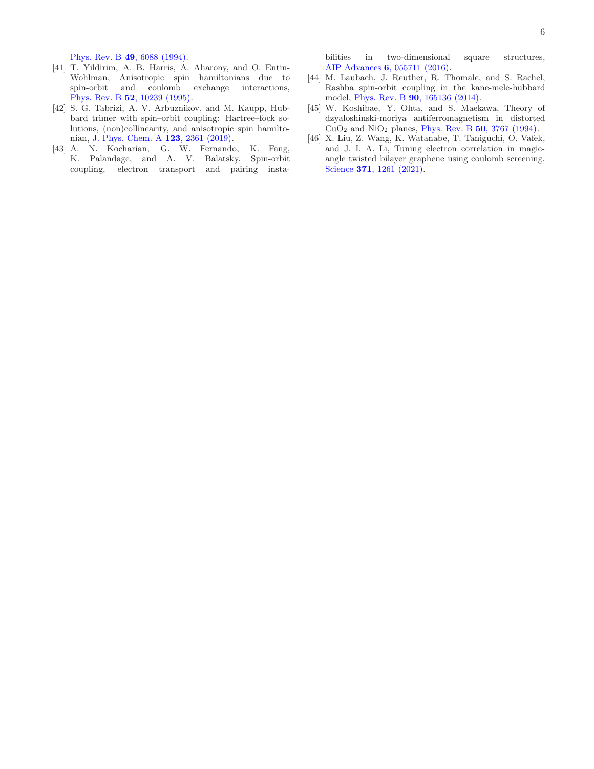Phys. Rev. B **49**, 6088 (1994).

[41] T. Yildirim, A. B. Harris, A. Aharony, and O. Entin-Wohlman, Anisotropic spin hamiltonians due to spin-orbit and coulomb exchange interactions, Phys. Rev. B **52**, 10239 (1995).

[42] S. G. Tabrizi, A. V. Arbuznikov, and M. Kaupp, Hubbard trimer with spin–orbit coupling: Hartree–fock solutions, (non)collinearity, and anisotropic spin hamiltonian, J. Phys. Chem. A **123**, 2361 (2019).

[43] A. N. Kocharian, G. W. Fernando, K. Fang, K. Palandage, and A. V. Balatsky, Spin-orbit coupling, electron transport and pairing instabilities in two-dimensional square structures, AIP Advances **6**, 055711 (2016).

[44] M. Laubach, J. Reuther, R. Thomale, and S. Rachel, Rashba spin-orbit coupling in the kane-mele-hubbard model, Phys. Rev. B **90**, 165136 (2014).

[45] W. Koshibae, Y. Ohta, and S. Maekawa, Theory of dzyaloshinski-moriya antiferromagnetism in distorted $CuO_2$ and $NiO_2$ planes, Phys. Rev. B **50**, 3767 (1994).

[46] X. Liu, Z. Wang, K. Watanabe, T. Taniguchi, O. Vafek, and J. I. A. Li, Tuning electron correlation in magic-angle twisted bilayer graphene using coulomb screening, Science **371**, 1261 (2021).